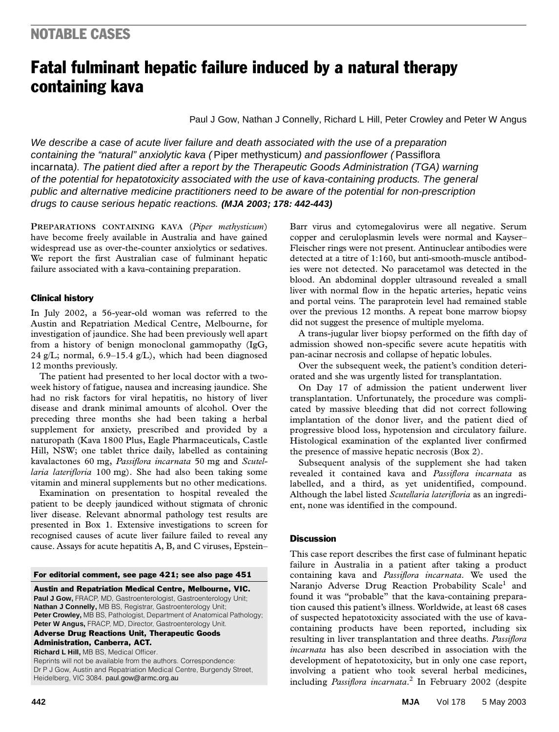NOTABLE CASES

# Fatal fulminant hepatic failure induced by a natural therapy containing kava

Paul J Gow, Nathan J Connelly, Richard L Hill, Peter Crowley and Peter W Angus

*We describe a case of acute liver failure and death associated with the use of a preparation containing the "natural" anxiolytic kava (*Piper methysticum*) and passionflower (*Passiflora incarnata*). The patient died after a report by the Therapeutic Goods Administration (TGA) warning of the potential for hepatotoxicity associated with the use of kava-containing products. The general public and alternative medicine practitioners need to be aware of the potential for non-prescription drugs to cause serious hepatic reactions.* **(MJA 2003; 178: 442-443)**

PREPARATIONS CONTAINING KAVA (*Piper methysticum*) have become freely available in Australia and have gained widespread use as over-the-counter anxiolytics or sedatives. We report the first Australian case of fulminant hepatic failure associated with a kava-containing preparation.

## Clinical history

In July 2002, a 56-year-old woman was referred to the Austin and Repatriation Medical Centre, Melbourne, for investigation of jaundice. She had been previously well apart from a history of benign monoclonal gammopathy (IgG, 24 g/L; normal, 6.9–15.4 g/L), which had been diagnosed 12 months previously.

The patient had presented to her local doctor with a two-week history of fatigue, nausea and increasing jaundice. She had no risk factors for viral hepatitis, no history of liver disease and drank minimal amounts of alcohol. Over the preceding three months she had been taking a herbal supplement for anxiety, prescribed and provided by a naturopath (Kava 1800 Plus, Eagle Pharmaceuticals, Castle Hill, NSW; one tablet thrice daily, labelled as containing kavalactones 60 mg, *Passiflora incarnata* 50 mg and *Scutellaria laterifloria* 100 mg). She had also been taking some vitamin and mineral supplements but no other medications.

Examination on presentation to hospital revealed the patient to be deeply jaundiced without stigmata of chronic liver disease. Relevant abnormal pathology test results are presented in Box 1. Extensive investigations to screen for recognised causes of acute liver failure failed to reveal any cause. Assays for acute hepatitis A, B, and C viruses, Epstein–Barr virus and cytomegalovirus were all negative. Serum copper and ceruloplasmin levels were normal and Kayser–Fleischer rings were not present. Antinuclear antibodies were detected at a titre of 1:160, but anti-smooth-muscle antibodies were not detected. No paracetamol was detected in the blood. An abdominal doppler ultrasound revealed a small liver with normal flow in the hepatic arteries, hepatic veins and portal veins. The paraprotein level had remained stable over the previous 12 months. A repeat bone marrow biopsy did not suggest the presence of multiple myeloma.

A trans-jugular liver biopsy performed on the fifth day of admission showed non-specific severe acute hepatitis with pan-acinar necrosis and collapse of hepatic lobules.

Over the subsequent week, the patient's condition deteriorated and she was urgently listed for transplantation.

On Day 17 of admission the patient underwent liver transplantation. Unfortunately, the procedure was complicated by massive bleeding that did not correct following implantation of the donor liver, and the patient died of progressive blood loss, hypotension and circulatory failure. Histological examination of the explanted liver confirmed the presence of massive hepatic necrosis (Box 2).

Subsequent analysis of the supplement she had taken revealed it contained kava and *Passiflora incarnata* as labelled, and a third, as yet unidentified, compound. Although the label listed *Scutellaria laterifloria* as an ingredient, none was identified in the compound.

## Discussion

This case report describes the first case of fulminant hepatic failure in Australia in a patient after taking a product containing kava and *Passiflora incarnata*. We used the Naranjo Adverse Drug Reaction Probability Scale[1] and found it was "probable" that the kava-containing preparation caused this patient's illness. Worldwide, at least 68 cases of suspected hepatotoxicity associated with the use of kava-containing products have been reported, including six resulting in liver transplantation and three deaths. *Passiflora incarnata* has also been described in association with the development of hepatotoxicity, but in only one case report, involving a patient who took several herbal medicines, including *Passiflora incarnata*.[2] In February 2002 (despite

**For editorial comment, see page 421; see also page 451**

**Austin and Repatriation Medical Centre, Melbourne, VIC.**
**Paul J Gow,** FRACP, MD, Gastroenterologist, Gastroenterology Unit;
**Nathan J Connelly,** MB BS, Registrar, Gastroenterology Unit;
**Peter Crowley,** MB BS, Pathologist, Department of Anatomical Pathology;
**Peter W Angus,** FRACP, MD, Director, Gastroenterology Unit.
**Adverse Drug Reactions Unit, Therapeutic Goods Administration, Canberra, ACT.**
**Richard L Hill,** MB BS, Medical Officer.
Reprints will not be available from the authors. Correspondence: Dr P J Gow, Austin and Repatriation Medical Centre, Burgendy Street, Heidelberg, VIC 3084. paul.gow@armc.org.au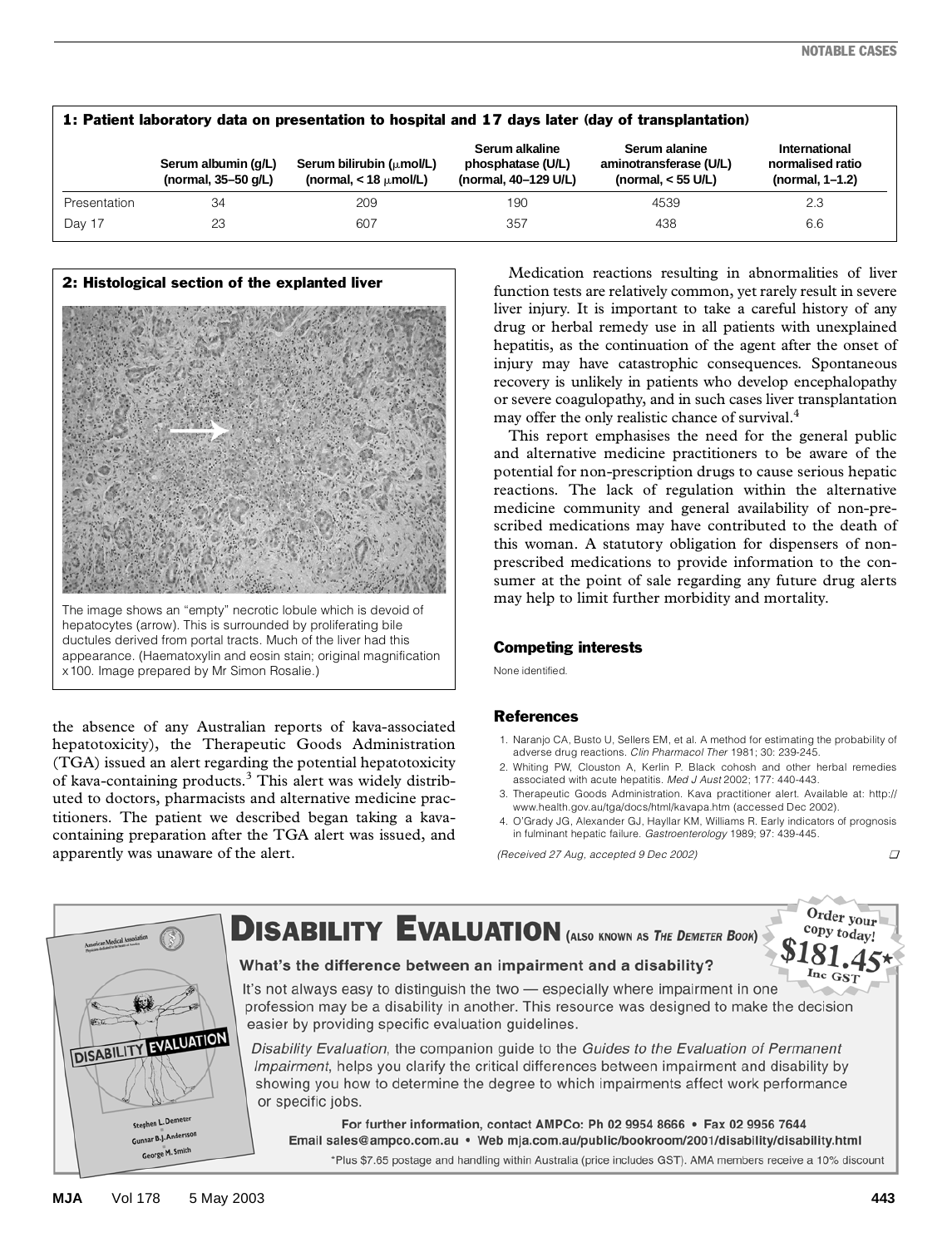**1: Patient laboratory data on presentation to hospital and 17 days later (day of transplantation)**

| | Serum albumin (g/L) (normal, 35–50 g/L) | Serum bilirubin (μmol/L) (normal, < 18 μmol/L) | Serum alkaline phosphatase (U/L) (normal, 40–129 U/L) | Serum alanine aminotransferase (U/L) (normal, < 55 U/L) | International normalised ratio (normal, 1–1.2) |
|---|---|---|---|---|---|
| Presentation | 34 | 209 | 190 | 4539 | 2.3 |
| Day 17 | 23 | 607 | 357 | 438 | 6.6 |

**2: Histological section of the explanted liver**

The image shows an "empty" necrotic lobule which is devoid of hepatocytes (arrow). This is surrounded by proliferating bile ductules derived from portal tracts. Much of the liver had this appearance. (Haematoxylin and eosin stain; original magnification x100. Image prepared by Mr Simon Rosalie.)

the absence of any Australian reports of kava-associated hepatotoxicity), the Therapeutic Goods Administration (TGA) issued an alert regarding the potential hepatotoxicity of kava-containing products.[3] This alert was widely distributed to doctors, pharmacists and alternative medicine practitioners. The patient we described began taking a kava-containing preparation after the TGA alert was issued, and apparently was unaware of the alert.

Medication reactions resulting in abnormalities of liver function tests are relatively common, yet rarely result in severe liver injury. It is important to take a careful history of any drug or herbal remedy use in all patients with unexplained hepatitis, as the continuation of the agent after the onset of injury may have catastrophic consequences. Spontaneous recovery is unlikely in patients who develop encephalopathy or severe coagulopathy, and in such cases liver transplantation may offer the only realistic chance of survival.[4]

This report emphasises the need for the general public and alternative medicine practitioners to be aware of the potential for non-prescription drugs to cause serious hepatic reactions. The lack of regulation within the alternative medicine community and general availability of non-prescribed medications may have contributed to the death of this woman. A statutory obligation for dispensers of non-prescribed medications to provide information to the consumer at the point of sale regarding any future drug alerts may help to limit further morbidity and mortality.

## Competing interests

None identified.

## References

1. Naranjo CA, Busto U, Sellers EM, et al. A method for estimating the probability of adverse drug reactions. *Clin Pharmacol Ther* 1981; 30: 239-245.
2. Whiting PW, Clouston A, Kerlin P. Black cohosh and other herbal remedies associated with acute hepatitis. *Med J Aust* 2002; 177: 440-443.
3. Therapeutic Goods Administration. Kava practitioner alert. Available at: http://www.health.gov.au/tga/docs/html/kavapa.htm (accessed Dec 2002).
4. O'Grady JG, Alexander GJ, Hayllar KM, Williams R. Early indicators of prognosis in fulminant hepatic failure. *Gastroenterology* 1989; 97: 439-445.

*(Received 27 Aug, accepted 9 Dec 2002)*

# DISABILITY EVALUATION (ALSO KNOWN AS *THE DEMETER BOOK*)

Order your copy today! $181.45* Inc GST

**What's the difference between an impairment and a disability?**

It's not always easy to distinguish the two — especially where impairment in one profession may be a disability in another. This resource was designed to make the decision easier by providing specific evaluation guidelines.

*Disability Evaluation*, the companion guide to the *Guides to the Evaluation of Permanent Impairment*, helps you clarify the critical differences between impairment and disability by showing you how to determine the degree to which impairments affect work performance or specific jobs.

**For further information, contact AMPCo: Ph 02 9954 8666 • Fax 02 9956 7644**
**Email sales@ampco.com.au • Web mja.com.au/public/bookroom/2001/disability/disability.html**

*Plus $7.65 postage and handling within Australia (price includes GST). AMA members receive a 10% discount